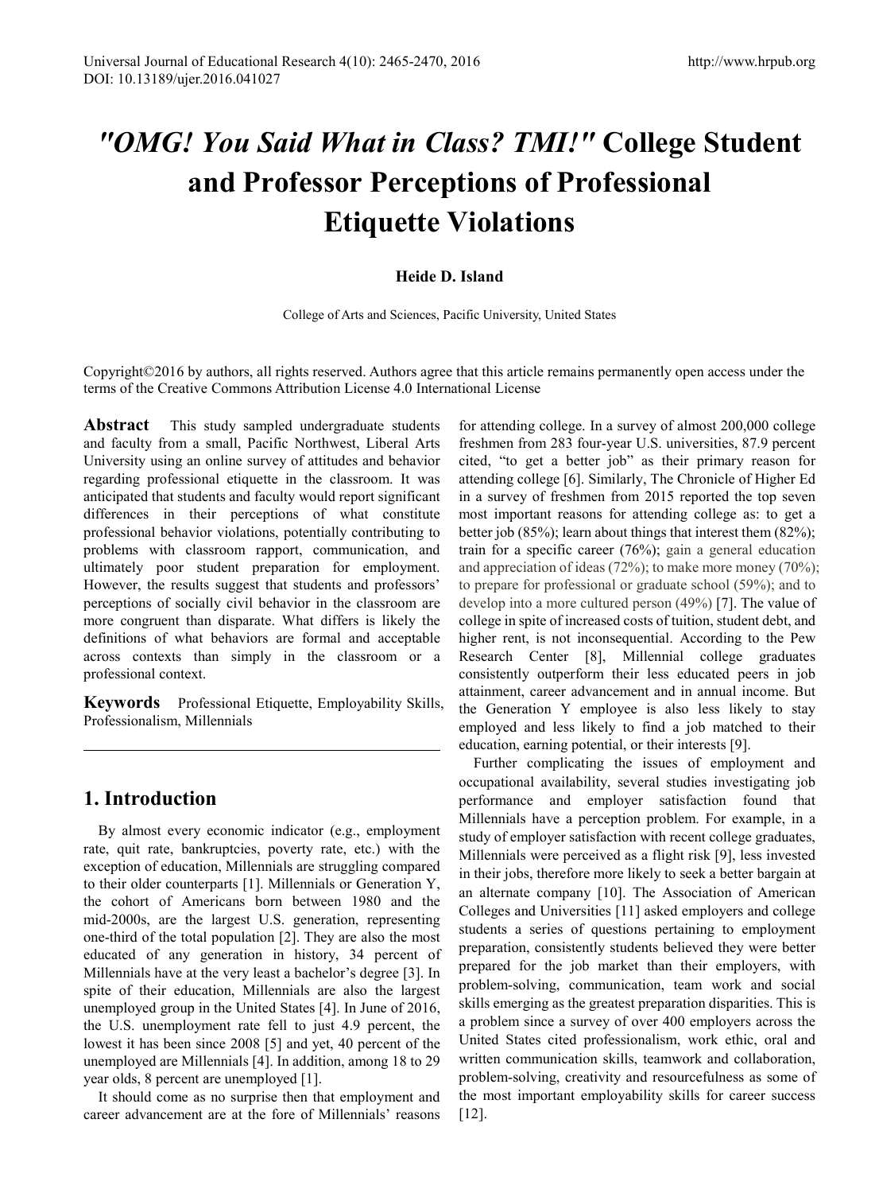# *"OMG! You Said What in Class? TMI!"* College Student and Professor Perceptions of Professional Etiquette Violations

**Heide D. Island**

College of Arts and Sciences, Pacific University, United States

Copyright©2016 by authors, all rights reserved. Authors agree that this article remains permanently open access under the terms of the Creative Commons Attribution License 4.0 International License

**Abstract** This study sampled undergraduate students and faculty from a small, Pacific Northwest, Liberal Arts University using an online survey of attitudes and behavior regarding professional etiquette in the classroom. It was anticipated that students and faculty would report significant differences in their perceptions of what constitute professional behavior violations, potentially contributing to problems with classroom rapport, communication, and ultimately poor student preparation for employment. However, the results suggest that students and professors' perceptions of socially civil behavior in the classroom are more congruent than disparate. What differs is likely the definitions of what behaviors are formal and acceptable across contexts than simply in the classroom or a professional context.

**Keywords** Professional Etiquette, Employability Skills, Professionalism, Millennials

## 1. Introduction

By almost every economic indicator (e.g., employment rate, quit rate, bankruptcies, poverty rate, etc.) with the exception of education, Millennials are struggling compared to their older counterparts [1]. Millennials or Generation Y, the cohort of Americans born between 1980 and the mid-2000s, are the largest U.S. generation, representing one-third of the total population [2]. They are also the most educated of any generation in history, 34 percent of Millennials have at the very least a bachelor's degree [3]. In spite of their education, Millennials are also the largest unemployed group in the United States [4]. In June of 2016, the U.S. unemployment rate fell to just 4.9 percent, the lowest it has been since 2008 [5] and yet, 40 percent of the unemployed are Millennials [4]. In addition, among 18 to 29 year olds, 8 percent are unemployed [1].

It should come as no surprise then that employment and career advancement are at the fore of Millennials' reasons for attending college. In a survey of almost 200,000 college freshmen from 283 four-year U.S. universities, 87.9 percent cited, "to get a better job" as their primary reason for attending college [6]. Similarly, The Chronicle of Higher Ed in a survey of freshmen from 2015 reported the top seven most important reasons for attending college as: to get a better job (85%); learn about things that interest them (82%); train for a specific career (76%); gain a general education and appreciation of ideas (72%); to make more money (70%); to prepare for professional or graduate school (59%); and to develop into a more cultured person (49%) [7]. The value of college in spite of increased costs of tuition, student debt, and higher rent, is not inconsequential. According to the Pew Research Center [8], Millennial college graduates consistently outperform their less educated peers in job attainment, career advancement and in annual income. But the Generation Y employee is also less likely to stay employed and less likely to find a job matched to their education, earning potential, or their interests [9].

Further complicating the issues of employment and occupational availability, several studies investigating job performance and employer satisfaction found that Millennials have a perception problem. For example, in a study of employer satisfaction with recent college graduates, Millennials were perceived as a flight risk [9], less invested in their jobs, therefore more likely to seek a better bargain at an alternate company [10]. The Association of American Colleges and Universities [11] asked employers and college students a series of questions pertaining to employment preparation, consistently students believed they were better prepared for the job market than their employers, with problem-solving, communication, team work and social skills emerging as the greatest preparation disparities. This is a problem since a survey of over 400 employers across the United States cited professionalism, work ethic, oral and written communication skills, teamwork and collaboration, problem-solving, creativity and resourcefulness as some of the most important employability skills for career success [12].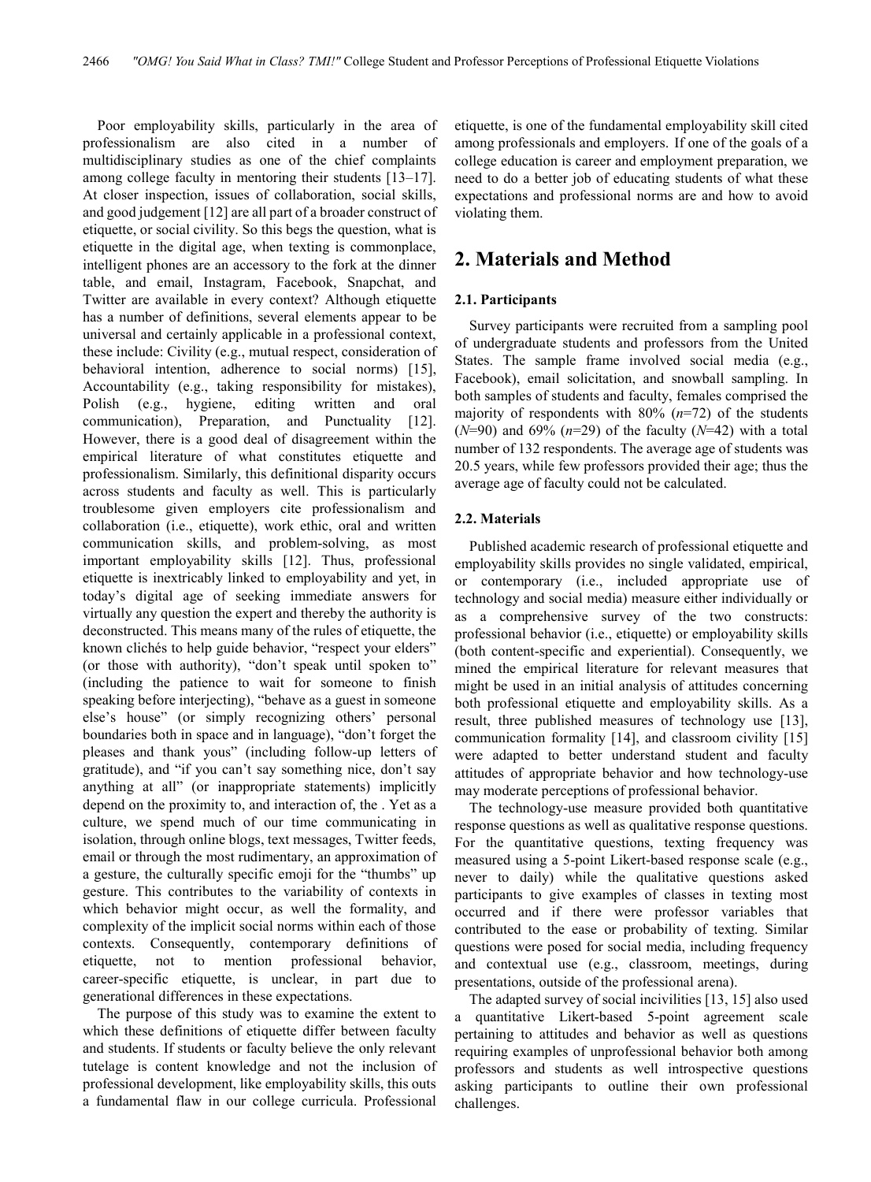Poor employability skills, particularly in the area of professionalism are also cited in a number of multidisciplinary studies as one of the chief complaints among college faculty in mentoring their students [13–17]. At closer inspection, issues of collaboration, social skills, and good judgement [12] are all part of a broader construct of etiquette, or social civility. So this begs the question, what is etiquette in the digital age, when texting is commonplace, intelligent phones are an accessory to the fork at the dinner table, and email, Instagram, Facebook, Snapchat, and Twitter are available in every context? Although etiquette has a number of definitions, several elements appear to be universal and certainly applicable in a professional context, these include: Civility (e.g., mutual respect, consideration of behavioral intention, adherence to social norms) [15], Accountability (e.g., taking responsibility for mistakes), Polish (e.g., hygiene, editing written and oral communication), Preparation, and Punctuality [12]. However, there is a good deal of disagreement within the empirical literature of what constitutes etiquette and professionalism. Similarly, this definitional disparity occurs across students and faculty as well. This is particularly troublesome given employers cite professionalism and collaboration (i.e., etiquette), work ethic, oral and written communication skills, and problem-solving, as most important employability skills [12]. Thus, professional etiquette is inextricably linked to employability and yet, in today's digital age of seeking immediate answers for virtually any question the expert and thereby the authority is deconstructed. This means many of the rules of etiquette, the known clichés to help guide behavior, "respect your elders" (or those with authority), "don't speak until spoken to" (including the patience to wait for someone to finish speaking before interjecting), "behave as a guest in someone else's house" (or simply recognizing others' personal boundaries both in space and in language), "don't forget the pleases and thank yous" (including follow-up letters of gratitude), and "if you can't say something nice, don't say anything at all" (or inappropriate statements) implicitly depend on the proximity to, and interaction of, the . Yet as a culture, we spend much of our time communicating in isolation, through online blogs, text messages, Twitter feeds, email or through the most rudimentary, an approximation of a gesture, the culturally specific emoji for the "thumbs" up gesture. This contributes to the variability of contexts in which behavior might occur, as well the formality, and complexity of the implicit social norms within each of those contexts. Consequently, contemporary definitions of etiquette, not to mention professional behavior, career-specific etiquette, is unclear, in part due to generational differences in these expectations.

The purpose of this study was to examine the extent to which these definitions of etiquette differ between faculty and students. If students or faculty believe the only relevant tutelage is content knowledge and not the inclusion of professional development, like employability skills, this outs a fundamental flaw in our college curricula. Professional etiquette, is one of the fundamental employability skill cited among professionals and employers. If one of the goals of a college education is career and employment preparation, we need to do a better job of educating students of what these expectations and professional norms are and how to avoid violating them.

## 2. Materials and Method

### 2.1. Participants

Survey participants were recruited from a sampling pool of undergraduate students and professors from the United States. The sample frame involved social media (e.g., Facebook), email solicitation, and snowball sampling. In both samples of students and faculty, females comprised the majority of respondents with 80% ($n$=72) of the students ($N$=90) and 69% ($n$=29) of the faculty ($N$=42) with a total number of 132 respondents. The average age of students was 20.5 years, while few professors provided their age; thus the average age of faculty could not be calculated.

### 2.2. Materials

Published academic research of professional etiquette and employability skills provides no single validated, empirical, or contemporary (i.e., included appropriate use of technology and social media) measure either individually or as a comprehensive survey of the two constructs: professional behavior (i.e., etiquette) or employability skills (both content-specific and experiential). Consequently, we mined the empirical literature for relevant measures that might be used in an initial analysis of attitudes concerning both professional etiquette and employability skills. As a result, three published measures of technology use [13], communication formality [14], and classroom civility [15] were adapted to better understand student and faculty attitudes of appropriate behavior and how technology-use may moderate perceptions of professional behavior.

The technology-use measure provided both quantitative response questions as well as qualitative response questions. For the quantitative questions, texting frequency was measured using a 5-point Likert-based response scale (e.g., never to daily) while the qualitative questions asked participants to give examples of classes in texting most occurred and if there were professor variables that contributed to the ease or probability of texting. Similar questions were posed for social media, including frequency and contextual use (e.g., classroom, meetings, during presentations, outside of the professional arena).

The adapted survey of social incivilities [13, 15] also used a quantitative Likert-based 5-point agreement scale pertaining to attitudes and behavior as well as questions requiring examples of unprofessional behavior both among professors and students as well introspective questions asking participants to outline their own professional challenges.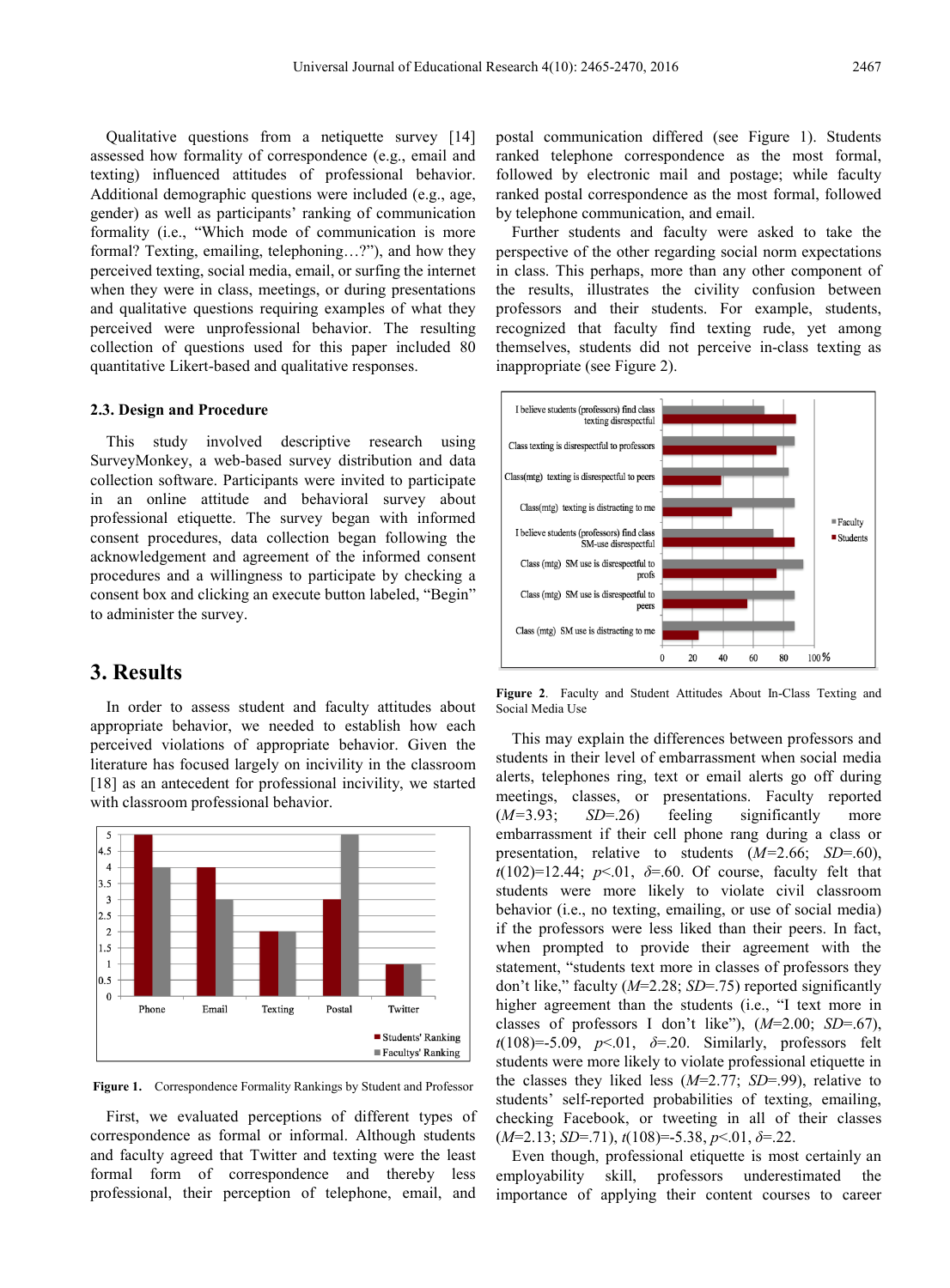Qualitative questions from a netiquette survey [14] assessed how formality of correspondence (e.g., email and texting) influenced attitudes of professional behavior. Additional demographic questions were included (e.g., age, gender) as well as participants' ranking of communication formality (i.e., "Which mode of communication is more formal? Texting, emailing, telephoning…?"), and how they perceived texting, social media, email, or surfing the internet when they were in class, meetings, or during presentations and qualitative questions requiring examples of what they perceived were unprofessional behavior. The resulting collection of questions used for this paper included 80 quantitative Likert-based and qualitative responses.

### 2.3. Design and Procedure

This study involved descriptive research using SurveyMonkey, a web-based survey distribution and data collection software. Participants were invited to participate in an online attitude and behavioral survey about professional etiquette. The survey began with informed consent procedures, data collection began following the acknowledgement and agreement of the informed consent procedures and a willingness to participate by checking a consent box and clicking an execute button labeled, "Begin" to administer the survey.

## 3. Results

In order to assess student and faculty attitudes about appropriate behavior, we needed to establish how each perceived violations of appropriate behavior. Given the literature has focused largely on incivility in the classroom [18] as an antecedent for professional incivility, we started with classroom professional behavior.

**Figure 1.** Correspondence Formality Rankings by Student and Professor

First, we evaluated perceptions of different types of correspondence as formal or informal. Although students and faculty agreed that Twitter and texting were the least formal form of correspondence and thereby less professional, their perception of telephone, email, and postal communication differed (see Figure 1). Students ranked telephone correspondence as the most formal, followed by electronic mail and postage; while faculty ranked postal correspondence as the most formal, followed by telephone communication, and email.

Further students and faculty were asked to take the perspective of the other regarding social norm expectations in class. This perhaps, more than any other component of the results, illustrates the civility confusion between professors and their students. For example, students, recognized that faculty find texting rude, yet among themselves, students did not perceive in-class texting as inappropriate (see Figure 2).

**Figure 2.** Faculty and Student Attitudes About In-Class Texting and Social Media Use

This may explain the differences between professors and students in their level of embarrassment when social media alerts, telephones ring, text or email alerts go off during meetings, classes, or presentations. Faculty reported ($M$=3.93; $SD$=.26) feeling significantly more embarrassment if their cell phone rang during a class or presentation, relative to students ($M$=2.66; $SD$=.60), $t(102)=12.44$; $p<.01$, $\delta$=.60. Of course, faculty felt that students were more likely to violate civil classroom behavior (i.e., no texting, emailing, or use of social media) if the professors were less liked than their peers. In fact, when prompted to provide their agreement with the statement, "students text more in classes of professors they don't like," faculty ($M$=2.28; $SD$=.75) reported significantly higher agreement than the students (i.e., "I text more in classes of professors I don't like"), ($M$=2.00; $SD$=.67), $t(108)=-5.09$, $p<.01$, $\delta$=.20. Similarly, professors felt students were more likely to violate professional etiquette in the classes they liked less ($M$=2.77; $SD$=.99), relative to students' self-reported probabilities of texting, emailing, checking Facebook, or tweeting in all of their classes ($M$=2.13; $SD$=.71), $t(108)=-5.38$, $p<.01$, $\delta$=.22.

Even though, professional etiquette is most certainly an employability skill, professors underestimated the importance of applying their content courses to career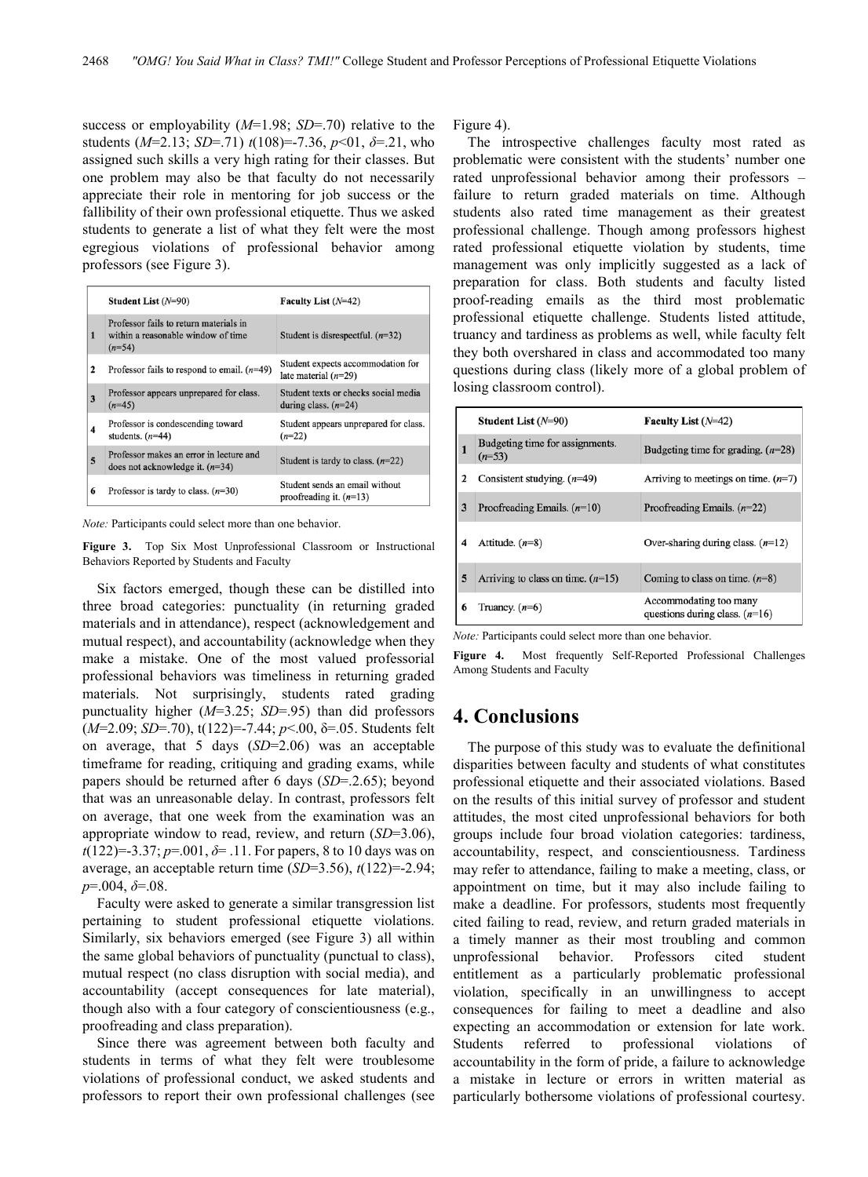success or employability ($M$=1.98; $SD$=.70) relative to the students ($M$=2.13; $SD$=.71) $t(108)$=-7.36, $p$<01, $\delta$=.21, who assigned such skills a very high rating for their classes. But one problem may also be that faculty do not necessarily appreciate their role in mentoring for job success or the fallibility of their own professional etiquette. Thus we asked students to generate a list of what they felt were the most egregious violations of professional behavior among professors (see Figure 3).

| | Student List ($N$=90) | Faculty List ($N$=42) |
|---|---|---|
| 1 | Professor fails to return materials in within a reasonable window of time ($n$=54) | Student is disrespectful. ($n$=32) |
| 2 | Professor fails to respond to email. ($n$=49) | Student expects accommodation for late material ($n$=29) |
| 3 | Professor appears unprepared for class. ($n$=45) | Student texts or checks social media during class. ($n$=24) |
| 4 | Professor is condescending toward students. ($n$=44) | Student appears unprepared for class. ($n$=22) |
| 5 | Professor makes an error in lecture and does not acknowledge it. ($n$=34) | Student is tardy to class. ($n$=22) |
| 6 | Professor is tardy to class. ($n$=30) | Student sends an email without proofreading it. ($n$=13) |

*Note:* Participants could select more than one behavior.

**Figure 3.** Top Six Most Unprofessional Classroom or Instructional Behaviors Reported by Students and Faculty

Six factors emerged, though these can be distilled into three broad categories: punctuality (in returning graded materials and in attendance), respect (acknowledgement and mutual respect), and accountability (acknowledge when they make a mistake. One of the most valued professorial professional behaviors was timeliness in returning graded materials. Not surprisingly, students rated grading punctuality higher ($M$=3.25; $SD$=.95) than did professors ($M$=2.09; $SD$=.70), $t(122)$=-7.44; $p$<.00, δ=.05. Students felt on average, that 5 days ($SD$=2.06) was an acceptable timeframe for reading, critiquing and grading exams, while papers should be returned after 6 days ($SD$=.2.65); beyond that was an unreasonable delay. In contrast, professors felt on average, that one week from the examination was an appropriate window to read, review, and return ($SD$=3.06), $t(122)$=-3.37; $p$=.001, $\delta$= .11. For papers, 8 to 10 days was on average, an acceptable return time ($SD$=3.56), $t(122)$=-2.94; $p$=.004, $\delta$=.08.

Faculty were asked to generate a similar transgression list pertaining to student professional etiquette violations. Similarly, six behaviors emerged (see Figure 3) all within the same global behaviors of punctuality (punctual to class), mutual respect (no class disruption with social media), and accountability (accept consequences for late material), though also with a four category of conscientiousness (e.g., proofreading and class preparation).

Since there was agreement between both faculty and students in terms of what they felt were troublesome violations of professional conduct, we asked students and professors to report their own professional challenges (see Figure 4).

The introspective challenges faculty most rated as problematic were consistent with the students' number one rated unprofessional behavior among their professors – failure to return graded materials on time. Although students also rated time management as their greatest professional challenge. Though among professors highest rated professional etiquette violation by students, time management was only implicitly suggested as a lack of preparation for class. Both students and faculty listed proof-reading emails as the third most problematic professional etiquette challenge. Students listed attitude, truancy and tardiness as problems as well, while faculty felt they both overshared in class and accommodated too many questions during class (likely more of a global problem of losing classroom control).

| | Student List ($N$=90) | Faculty List ($N$=42) |
|---|---|---|
| 1 | Budgeting time for assignments. ($n$=53) | Budgeting time for grading. ($n$=28) |
| 2 | Consistent studying. ($n$=49) | Arriving to meetings on time. ($n$=7) |
| 3 | Proofreading Emails. ($n$=10) | Proofreading Emails. ($n$=22) |
| 4 | Attitude. ($n$=8) | Over-sharing during class. ($n$=12) |
| 5 | Arriving to class on time. ($n$=15) | Coming to class on time. ($n$=8) |
| 6 | Truancy. ($n$=6) | Accommodating too many questions during class. ($n$=16) |

*Note:* Participants could select more than one behavior.

**Figure 4.** Most frequently Self-Reported Professional Challenges Among Students and Faculty

# 4. Conclusions

The purpose of this study was to evaluate the definitional disparities between faculty and students of what constitutes professional etiquette and their associated violations. Based on the results of this initial survey of professor and student attitudes, the most cited unprofessional behaviors for both groups include four broad violation categories: tardiness, accountability, respect, and conscientiousness. Tardiness may refer to attendance, failing to make a meeting, class, or appointment on time, but it may also include failing to make a deadline. For professors, students most frequently cited failing to read, review, and return graded materials in a timely manner as their most troubling and common unprofessional behavior. Professors cited student entitlement as a particularly problematic professional violation, specifically in an unwillingness to accept consequences for failing to meet a deadline and also expecting an accommodation or extension for late work. Students referred to professional violations of accountability in the form of pride, a failure to acknowledge a mistake in lecture or errors in written material as particularly bothersome violations of professional courtesy.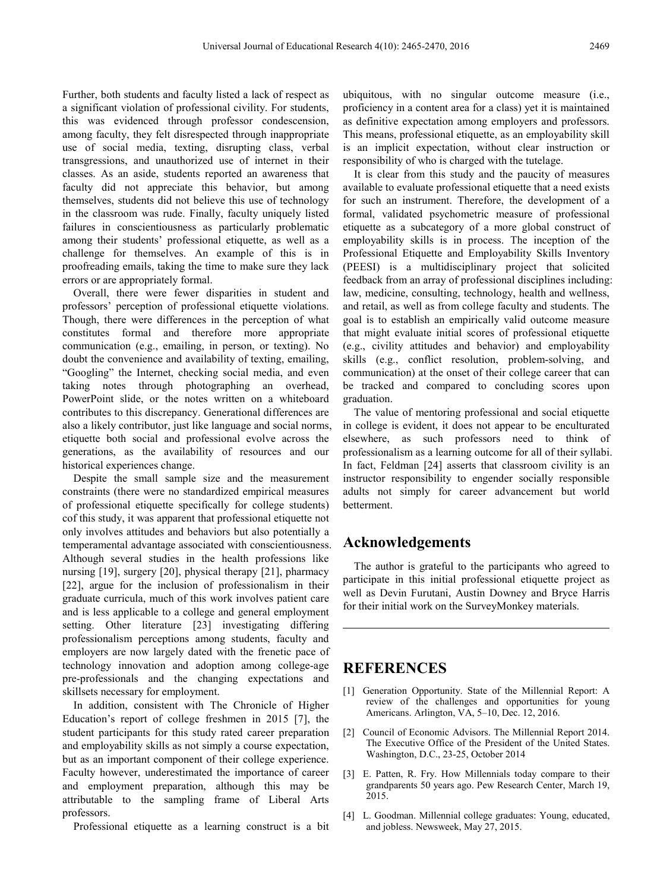Further, both students and faculty listed a lack of respect as a significant violation of professional civility. For students, this was evidenced through professor condescension, among faculty, they felt disrespected through inappropriate use of social media, texting, disrupting class, verbal transgressions, and unauthorized use of internet in their classes. As an aside, students reported an awareness that faculty did not appreciate this behavior, but among themselves, students did not believe this use of technology in the classroom was rude. Finally, faculty uniquely listed failures in conscientiousness as particularly problematic among their students' professional etiquette, as well as a challenge for themselves. An example of this is in proofreading emails, taking the time to make sure they lack errors or are appropriately formal.

Overall, there were fewer disparities in student and professors' perception of professional etiquette violations. Though, there were differences in the perception of what constitutes formal and therefore more appropriate communication (e.g., emailing, in person, or texting). No doubt the convenience and availability of texting, emailing, "Googling" the Internet, checking social media, and even taking notes through photographing an overhead, PowerPoint slide, or the notes written on a whiteboard contributes to this discrepancy. Generational differences are also a likely contributor, just like language and social norms, etiquette both social and professional evolve across the generations, as the availability of resources and our historical experiences change.

Despite the small sample size and the measurement constraints (there were no standardized empirical measures of professional etiquette specifically for college students) cof this study, it was apparent that professional etiquette not only involves attitudes and behaviors but also potentially a temperamental advantage associated with conscientiousness. Although several studies in the health professions like nursing [19], surgery [20], physical therapy [21], pharmacy [22], argue for the inclusion of professionalism in their graduate curricula, much of this work involves patient care and is less applicable to a college and general employment setting. Other literature [23] investigating differing professionalism perceptions among students, faculty and employers are now largely dated with the frenetic pace of technology innovation and adoption among college-age pre-professionals and the changing expectations and skillsets necessary for employment.

In addition, consistent with The Chronicle of Higher Education's report of college freshmen in 2015 [7], the student participants for this study rated career preparation and employability skills as not simply a course expectation, but as an important component of their college experience. Faculty however, underestimated the importance of career and employment preparation, although this may be attributable to the sampling frame of Liberal Arts professors.

Professional etiquette as a learning construct is a bit ubiquitous, with no singular outcome measure (i.e., proficiency in a content area for a class) yet it is maintained as definitive expectation among employers and professors. This means, professional etiquette, as an employability skill is an implicit expectation, without clear instruction or responsibility of who is charged with the tutelage.

It is clear from this study and the paucity of measures available to evaluate professional etiquette that a need exists for such an instrument. Therefore, the development of a formal, validated psychometric measure of professional etiquette as a subcategory of a more global construct of employability skills is in process. The inception of the Professional Etiquette and Employability Skills Inventory (PEESI) is a multidisciplinary project that solicited feedback from an array of professional disciplines including: law, medicine, consulting, technology, health and wellness, and retail, as well as from college faculty and students. The goal is to establish an empirically valid outcome measure that might evaluate initial scores of professional etiquette (e.g., civility attitudes and behavior) and employability skills (e.g., conflict resolution, problem-solving, and communication) at the onset of their college career that can be tracked and compared to concluding scores upon graduation.

The value of mentoring professional and social etiquette in college is evident, it does not appear to be enculturated elsewhere, as such professors need to think of professionalism as a learning outcome for all of their syllabi. In fact, Feldman [24] asserts that classroom civility is an instructor responsibility to engender socially responsible adults not simply for career advancement but world betterment.

## Acknowledgements

The author is grateful to the participants who agreed to participate in this initial professional etiquette project as well as Devin Furutani, Austin Downey and Bryce Harris for their initial work on the SurveyMonkey materials.

## REFERENCES

[1] Generation Opportunity. State of the Millennial Report: A review of the challenges and opportunities for young Americans. Arlington, VA, 5–10, Dec. 12, 2016.

[2] Council of Economic Advisors. The Millennial Report 2014. The Executive Office of the President of the United States. Washington, D.C., 23-25, October 2014

[3] E. Patten, R. Fry. How Millennials today compare to their grandparents 50 years ago. Pew Research Center, March 19, 2015.

[4] L. Goodman. Millennial college graduates: Young, educated, and jobless. Newsweek, May 27, 2015.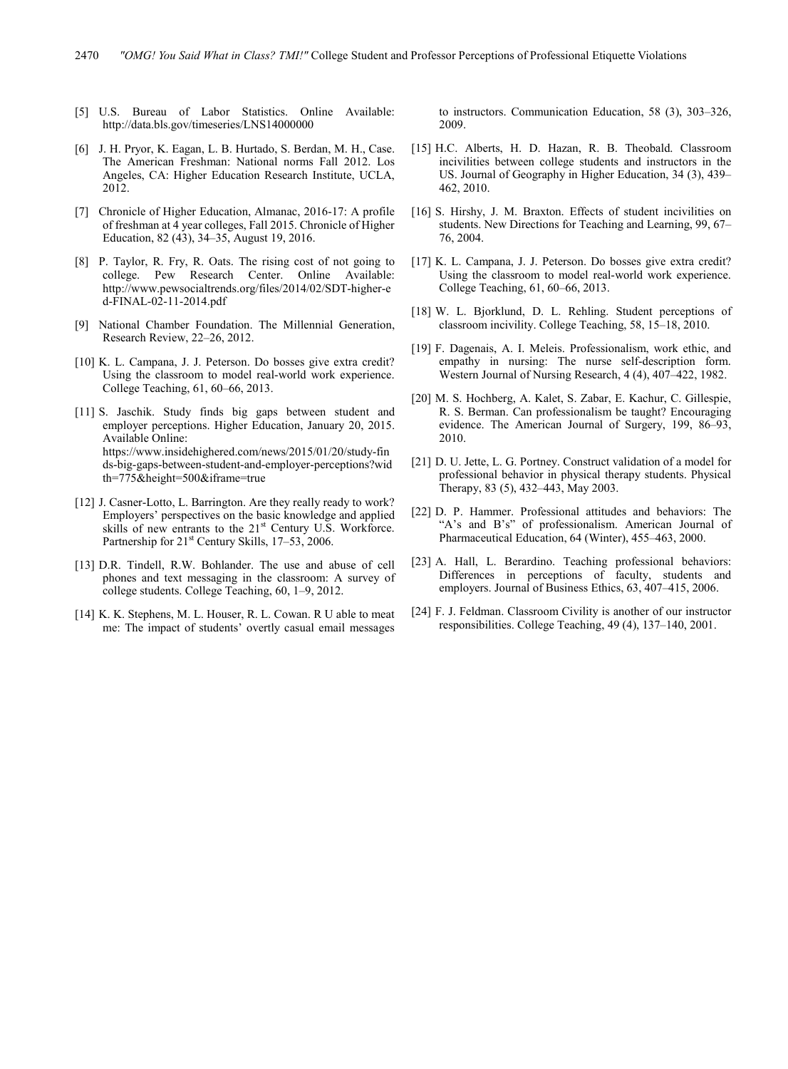[5] U.S. Bureau of Labor Statistics. Online Available: http://data.bls.gov/timeseries/LNS14000000

[6] J. H. Pryor, K. Eagan, L. B. Hurtado, S. Berdan, M. H., Case. The American Freshman: National norms Fall 2012. Los Angeles, CA: Higher Education Research Institute, UCLA, 2012.

[7] Chronicle of Higher Education, Almanac, 2016-17: A profile of freshman at 4 year colleges, Fall 2015. Chronicle of Higher Education, 82 (43), 34–35, August 19, 2016.

[8] P. Taylor, R. Fry, R. Oats. The rising cost of not going to college. Pew Research Center. Online Available: http://www.pewsocialtrends.org/files/2014/02/SDT-higher-ed-FINAL-02-11-2014.pdf

[9] National Chamber Foundation. The Millennial Generation, Research Review, 22–26, 2012.

[10] K. L. Campana, J. J. Peterson. Do bosses give extra credit? Using the classroom to model real-world work experience. College Teaching, 61, 60–66, 2013.

[11] S. Jaschik. Study finds big gaps between student and employer perceptions. Higher Education, January 20, 2015. Available Online: https://www.insidehighered.com/news/2015/01/20/study-finds-big-gaps-between-student-and-employer-perceptions?width=775&height=500&iframe=true

[12] J. Casner-Lotto, L. Barrington. Are they really ready to work? Employers' perspectives on the basic knowledge and applied skills of new entrants to the 21st Century U.S. Workforce. Partnership for 21st Century Skills, 17–53, 2006.

[13] D.R. Tindell, R.W. Bohlander. The use and abuse of cell phones and text messaging in the classroom: A survey of college students. College Teaching, 60, 1–9, 2012.

[14] K. K. Stephens, M. L. Houser, R. L. Cowan. R U able to meat me: The impact of students' overtly casual email messages to instructors. Communication Education, 58 (3), 303–326, 2009.

[15] H.C. Alberts, H. D. Hazan, R. B. Theobald. Classroom incivilities between college students and instructors in the US. Journal of Geography in Higher Education, 34 (3), 439–462, 2010.

[16] S. Hirshy, J. M. Braxton. Effects of student incivilities on students. New Directions for Teaching and Learning, 99, 67–76, 2004.

[17] K. L. Campana, J. J. Peterson. Do bosses give extra credit? Using the classroom to model real-world work experience. College Teaching, 61, 60–66, 2013.

[18] W. L. Bjorklund, D. L. Rehling. Student perceptions of classroom incivility. College Teaching, 58, 15–18, 2010.

[19] F. Dagenais, A. I. Meleis. Professionalism, work ethic, and empathy in nursing: The nurse self-description form. Western Journal of Nursing Research, 4 (4), 407–422, 1982.

[20] M. S. Hochberg, A. Kalet, S. Zabar, E. Kachur, C. Gillespie, R. S. Berman. Can professionalism be taught? Encouraging evidence. The American Journal of Surgery, 199, 86–93, 2010.

[21] D. U. Jette, L. G. Portney. Construct validation of a model for professional behavior in physical therapy students. Physical Therapy, 83 (5), 432–443, May 2003.

[22] D. P. Hammer. Professional attitudes and behaviors: The "A's and B's" of professionalism. American Journal of Pharmaceutical Education, 64 (Winter), 455–463, 2000.

[23] A. Hall, L. Berardino. Teaching professional behaviors: Differences in perceptions of faculty, students and employers. Journal of Business Ethics, 63, 407–415, 2006.

[24] F. J. Feldman. Classroom Civility is another of our instructor responsibilities. College Teaching, 49 (4), 137–140, 2001.